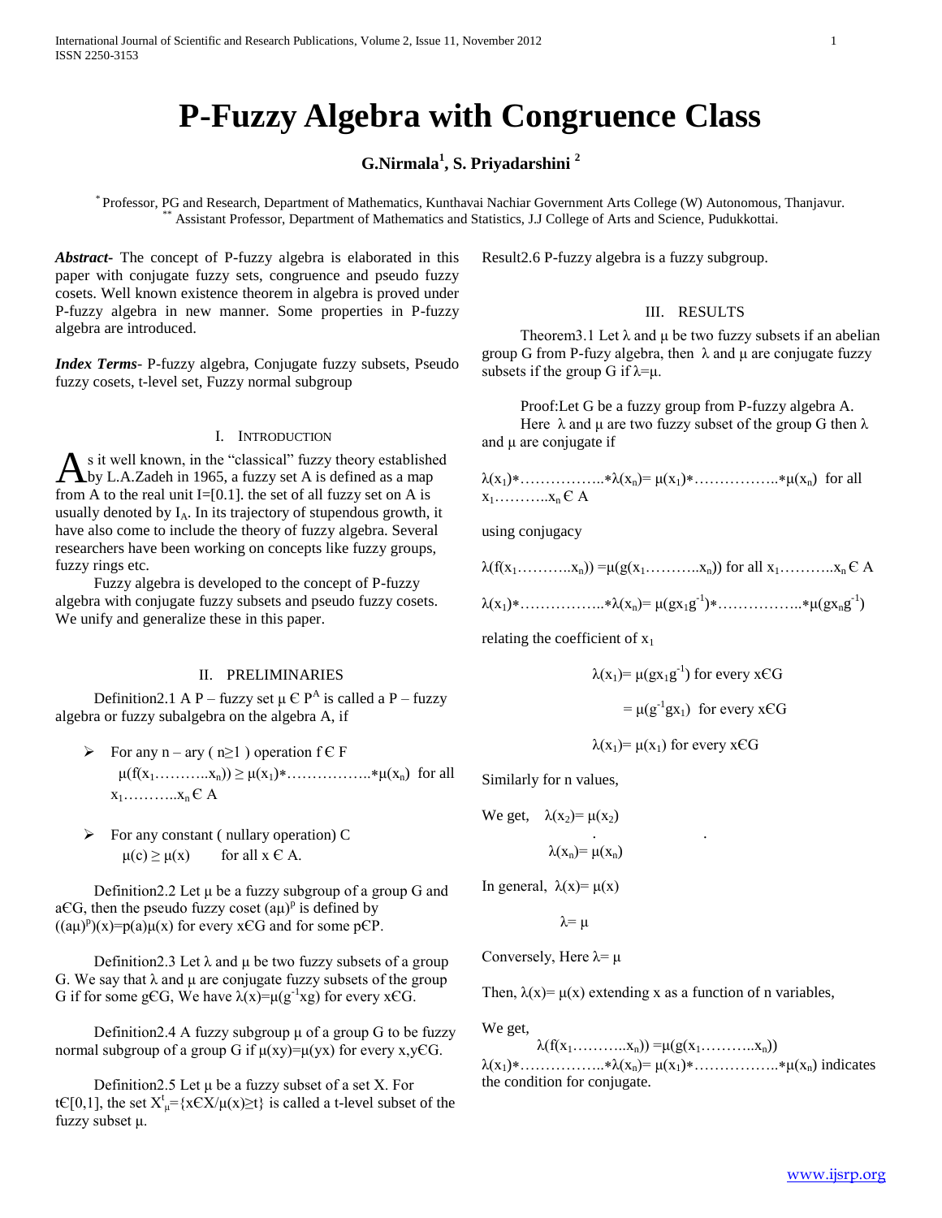# P-Fuzzy Algebra with Congruence Class

**G.Nirmala[1], S. Priyadarshini [2]**

[*] Professor, PG and Research, Department of Mathematics, Kunthavai Nachiar Government Arts College (W) Autonomous, Thanjavur.
[**] Assistant Professor, Department of Mathematics and Statistics, J.J College of Arts and Science, Pudukkottai.

***Abstract***- The concept of P-fuzzy algebra is elaborated in this paper with conjugate fuzzy sets, congruence and pseudo fuzzy cosets. Well known existence theorem in algebra is proved under P-fuzzy algebra in new manner. Some properties in P-fuzzy algebra are introduced.

***Index Terms***- P-fuzzy algebra, Conjugate fuzzy subsets, Pseudo fuzzy cosets, t-level set, Fuzzy normal subgroup

## I. Introduction

As it well known, in the "classical" fuzzy theory established by L.A.Zadeh in 1965, a fuzzy set A is defined as a map from A to the real unit I=[0.1]. the set of all fuzzy set on A is usually denoted by $I_A$. In its trajectory of stupendous growth, it have also come to include the theory of fuzzy algebra. Several researchers have been working on concepts like fuzzy groups, fuzzy rings etc.

Fuzzy algebra is developed to the concept of P-fuzzy algebra with conjugate fuzzy subsets and pseudo fuzzy cosets. We unify and generalize these in this paper.

## II. Preliminaries

Definition2.1 A P – fuzzy set $\mu \in P^A$ is called a P – fuzzy algebra or fuzzy subalgebra on the algebra A, if

- For any n – ary ( n≥1 ) operation $f \in F$
  $\mu(f(x_1 \ldots\ldots\ldots x_n)) \geq \mu(x_1)* \ldots\ldots\ldots\ldots\ldots * \mu(x_n)$ for all $x_1 \ldots\ldots\ldots x_n \in A$

- For any constant ( nullary operation) C
  $\mu(c) \geq \mu(x)$ for all $x \in A$.

Definition2.2 Let μ be a fuzzy subgroup of a group G and a∈G, then the pseudo fuzzy coset $(a\mu)^p$ is defined by $((a\mu)^p)(x)=p(a)\mu(x)$ for every x∈G and for some p∈P.

Definition2.3 Let λ and μ be two fuzzy subsets of a group G. We say that λ and μ are conjugate fuzzy subsets of the group G if for some g∈G, We have $\lambda(x)=\mu(g^{-1}xg)$ for every x∈G.

Definition2.4 A fuzzy subgroup μ of a group G to be fuzzy normal subgroup of a group G if μ(xy)=μ(yx) for every x,y∈G.

Definition2.5 Let μ be a fuzzy subset of a set X. For t∈[0,1], the set $X^t_\mu=\{x \in X/\mu(x) \geq t\}$ is called a t-level subset of the fuzzy subset μ.

Result2.6 P-fuzzy algebra is a fuzzy subgroup.

## III. Results

Theorem3.1 Let λ and μ be two fuzzy subsets if an abelian group G from P-fuzy algebra, then λ and μ are conjugate fuzzy subsets if the group G if λ=μ.

Proof:Let G be a fuzzy group from P-fuzzy algebra A.

Here λ and μ are two fuzzy subset of the group G then λ and μ are conjugate if

$\lambda(x_1)* \ldots\ldots\ldots\ldots\ldots * \lambda(x_n)= \mu(x_1)* \ldots\ldots\ldots\ldots\ldots * \mu(x_n)$ for all $x_1 \ldots\ldots\ldots x_n \in A$

using conjugacy

$\lambda(f(x_1 \ldots\ldots\ldots x_n)) = \mu(g(x_1 \ldots\ldots\ldots x_n))$ for all $x_1 \ldots\ldots\ldots x_n \in A$

$\lambda(x_1)* \ldots\ldots\ldots\ldots\ldots * \lambda(x_n)= \mu(gx_1g^{-1})* \ldots\ldots\ldots\ldots\ldots * \mu(gx_ng^{-1})$

relating the coefficient of $x_1$

$$\lambda(x_1)= \mu(gx_1g^{-1}) \text{ for every } x \in G$$

$$= \mu(g^{-1}gx_1) \text{ for every } x \in G$$

$$\lambda(x_1)= \mu(x_1) \text{ for every } x \in G$$

Similarly for n values,

We get, $\lambda(x_2)= \mu(x_2)$

.

$\lambda(x_n)= \mu(x_n)$

In general, $\lambda(x)= \mu(x)$

$\lambda= \mu$

Conversely, Here λ= μ

Then, λ(x)= μ(x) extending x as a function of n variables,

We get,

$\lambda(f(x_1 \ldots\ldots\ldots x_n)) = \mu(g(x_1 \ldots\ldots\ldots x_n))$

$\lambda(x_1)* \ldots\ldots\ldots\ldots\ldots * \lambda(x_n)= \mu(x_1)* \ldots\ldots\ldots\ldots\ldots * \mu(x_n)$ indicates the condition for conjugate.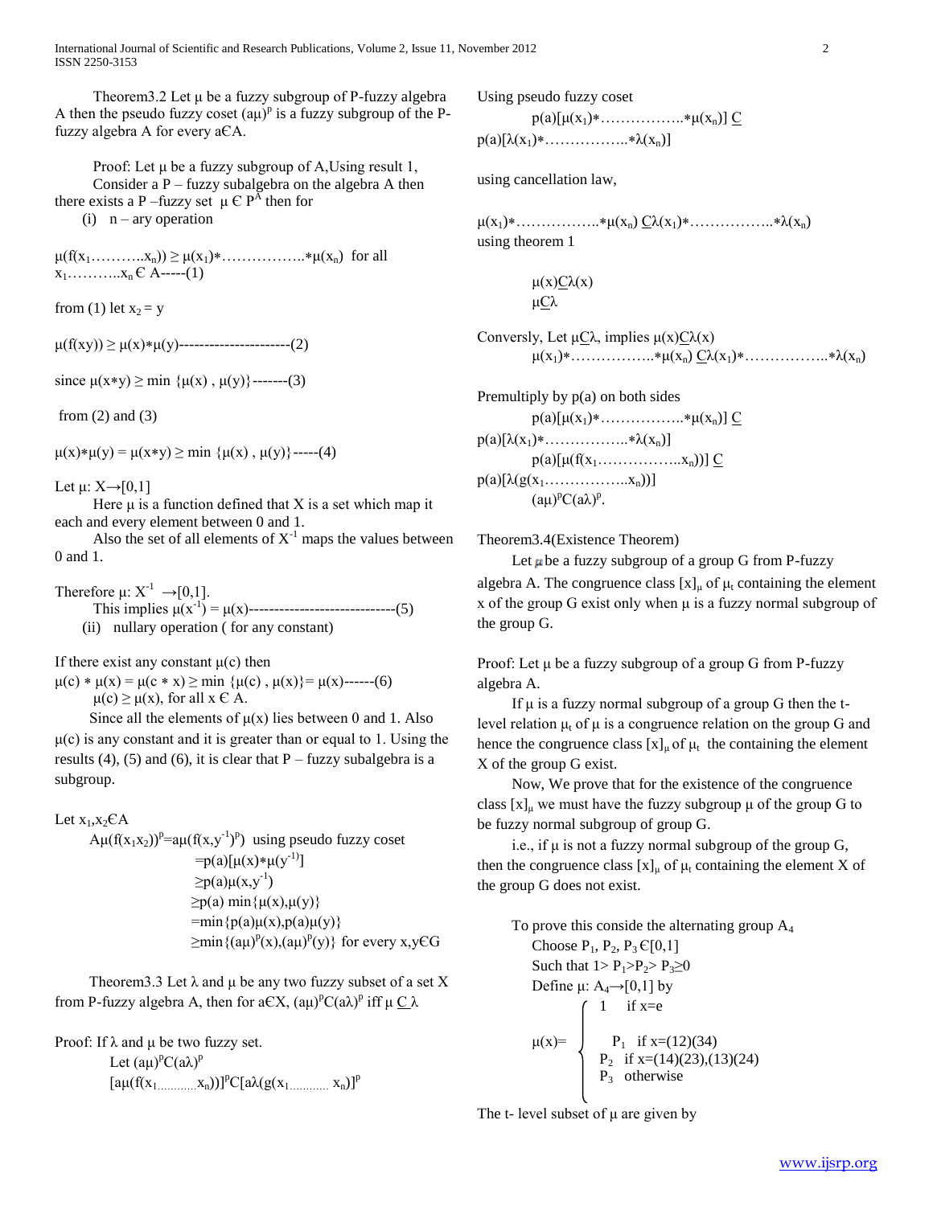Theorem3.2 Let μ be a fuzzy subgroup of P-fuzzy algebra A then the pseudo fuzzy coset $(a\mu)^p$ is a fuzzy subgroup of the P-fuzzy algebra A for every a∈A.

Proof: Let μ be a fuzzy subgroup of A,Using result 1,

Consider a P – fuzzy subalgebra on the algebra A then there exists a P –fuzzy set $\mu \in P^A$ then for

(i) n – ary operation

$\mu(f(x_1\ldots\ldots\ldots.x_n)) \geq \mu(x_1)*\ldots\ldots\ldots\ldots\ldots.*\mu(x_n)$ for all $x_1\ldots\ldots\ldots.x_n \in A$-----(1)

from (1) let $x_2 = y$

$\mu(f(xy)) \geq \mu(x)*\mu(y)$----------------------(2)

since $\mu(x*y) \geq \min\{\mu(x), \mu(y)\}$-------(3)

from (2) and (3)

$\mu(x)*\mu(y) = \mu(x*y) \geq \min\{\mu(x), \mu(y)\}$-----(4)

Let $\mu: X\rightarrow[0,1]$

Here μ is a function defined that X is a set which map it each and every element between 0 and 1.

Also the set of all elements of $X^{-1}$ maps the values between 0 and 1.

Therefore $\mu: X^{-1} \rightarrow[0,1]$.

This implies $\mu(x^{-1}) = \mu(x)$----------------------------(5)

(ii) nullary operation ( for any constant)

If there exist any constant μ(c) then

$\mu(c) * \mu(x) = \mu(c * x) \geq \min\{\mu(c), \mu(x)\}= \mu(x)$------(6)

$\mu(c) \geq \mu(x)$, for all x ∈ A.

Since all the elements of μ(x) lies between 0 and 1. Also μ(c) is any constant and it is greater than or equal to 1. Using the results (4), (5) and (6), it is clear that P – fuzzy subalgebra is a subgroup.

Let $x_1,x_2 \in A$

$$\begin{aligned}
A\mu(f(x_1x_2))^p &= a\mu(f(x,y^{-1})^p) \text{ using pseudo fuzzy coset} \\
&= p(a)[\mu(x)*\mu(y^{-1})] \\
&\geq p(a)\mu(x,y^{-1}) \\
&\geq p(a)\min\{\mu(x),\mu(y)\} \\
&= \min\{p(a)\mu(x),p(a)\mu(y)\} \\
&\geq \min\{(a\mu)^p(x),(a\mu)^p(y)\} \text{ for every } x,y \in G
\end{aligned}$$

Theorem3.3 Let λ and μ be any two fuzzy subset of a set X from P-fuzzy algebra A, then for a∈X, $(a\mu)^p C(a\lambda)^p$ iff $\mu \subseteq \lambda$

Proof: If λ and μ be two fuzzy set.

Let $(a\mu)^p C(a\lambda)^p$

$[a\mu(f(x_1\ldots\ldots\ldots\ldots x_n))]^p C[a\lambda(g(x_1\ldots\ldots\ldots\ldots x_n)]^p$

Using pseudo fuzzy coset

$p(a)[\mu(x_1)*\ldots\ldots\ldots\ldots\ldots.*\mu(x_n)] \subseteq p(a)[\lambda(x_1)*\ldots\ldots\ldots\ldots\ldots..*\lambda(x_n)]$

using cancellation law,

$\mu(x_1)*\ldots\ldots\ldots\ldots\ldots..*\mu(x_n) \subseteq \lambda(x_1)*\ldots\ldots\ldots\ldots\ldots..*\lambda(x_n)$

using theorem 1

$\mu(x)\subseteq\lambda(x)$

$\mu\subseteq\lambda$

Conversly, Let $\mu\subseteq\lambda$, implies $\mu(x)\subseteq\lambda(x)$

$\mu(x_1)*\ldots\ldots\ldots\ldots\ldots..*\mu(x_n) \subseteq \lambda(x_1)*\ldots\ldots\ldots\ldots\ldots..*\lambda(x_n)$

Premultiply by p(a) on both sides

$p(a)[\mu(x_1)*\ldots\ldots\ldots\ldots\ldots..*\mu(x_n)] \subseteq p(a)[\lambda(x_1)*\ldots\ldots\ldots\ldots\ldots..*\lambda(x_n)]$

$p(a)[\mu(f(x_1\ldots\ldots\ldots\ldots\ldots..x_n))] \subseteq p(a)[\lambda(g(x_1\ldots\ldots\ldots\ldots\ldots..x_n))]$

$(a\mu)^p C(a\lambda)^p$.

Theorem3.4(Existence Theorem)

Let μ be a fuzzy subgroup of a group G from P-fuzzy algebra A. The congruence class $[x]_\mu$ of $\mu_t$ containing the element x of the group G exist only when μ is a fuzzy normal subgroup of the group G.

Proof: Let μ be a fuzzy subgroup of a group G from P-fuzzy algebra A.

If μ is a fuzzy normal subgroup of a group G then the t-level relation $\mu_t$ of μ is a congruence relation on the group G and hence the congruence class $[x]_\mu$ of $\mu_t$ the containing the element X of the group G exist.

Now, We prove that for the existence of the congruence class $[x]_\mu$ we must have the fuzzy subgroup μ of the group G to be fuzzy normal subgroup of group G.

i.e., if μ is not a fuzzy normal subgroup of the group G, then the congruence class $[x]_\mu$ of $\mu_t$ containing the element X of the group G does not exist.

To prove this conside the alternating group $A_4$

Choose $P_1, P_2, P_3 \in[0,1]$

Such that $1> P_1>P_2> P_3\geq0$

Define $\mu: A_4\rightarrow[0,1]$ by

$$\mu(x)=\begin{cases} 1 & \text{if } x=e \\ P_1 & \text{if } x=(12)(34) \\ P_2 & \text{if } x=(14)(23),(13)(24) \\ P_3 & \text{otherwise} \end{cases}$$

The t- level subset of μ are given by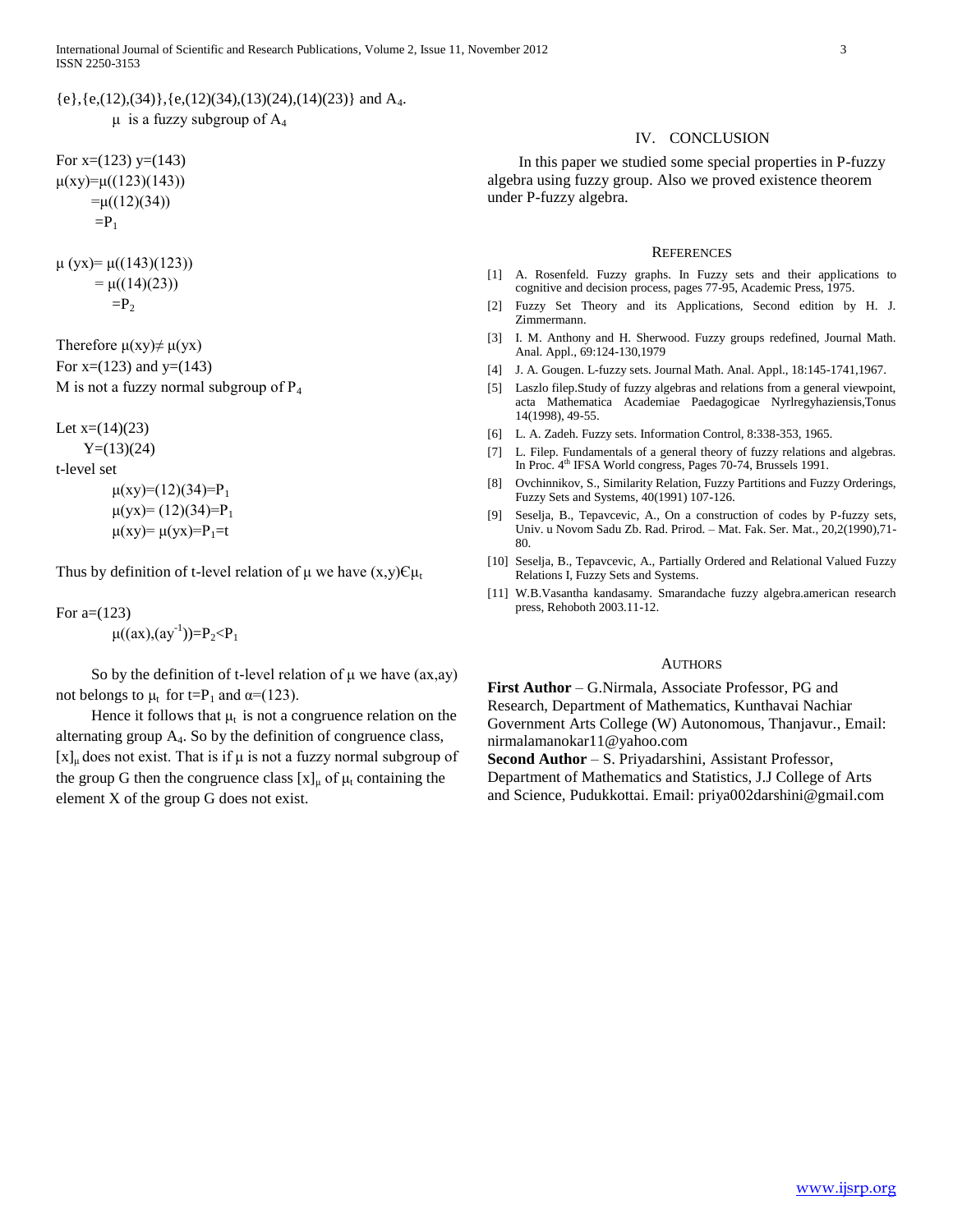{e},{e,(12),(34)},{e,(12)(34),(13)(24),(14)(23)} and $A_4$.

$\mu$ is a fuzzy subgroup of $A_4$

For x=(123) y=(143)

$\mu(xy)=\mu((123)(143))$

$=\mu((12)(34))$

$=P_1$

$\mu(yx)=\mu((143)(123))$

$=\mu((14)(23))$

$=P_2$

Therefore $\mu(xy)\neq\mu(yx)$

For x=(123) and y=(143)

M is not a fuzzy normal subgroup of $P_4$

Let x=(14)(23)

Y=(13)(24)

t-level set

$\mu(xy)=(12)(34)=P_1$

$\mu(yx)=(12)(34)=P_1$

$\mu(xy)=\mu(yx)=P_1=t$

Thus by definition of t-level relation of $\mu$ we have $(x,y)\in\mu_t$

For a=(123)

$\mu((ax),(ay^{-1}))=P_2<P_1$

So by the definition of t-level relation of $\mu$ we have (ax,ay) not belongs to $\mu_t$ for $t=P_1$ and $\alpha$=(123).

Hence it follows that $\mu_t$ is not a congruence relation on the alternating group $A_4$. So by the definition of congruence class, $[x]_\mu$ does not exist. That is if $\mu$ is not a fuzzy normal subgroup of the group G then the congruence class $[x]_\mu$ of $\mu_t$ containing the element X of the group G does not exist.

## IV. CONCLUSION

In this paper we studied some special properties in P-fuzzy algebra using fuzzy group. Also we proved existence theorem under P-fuzzy algebra.

## REFERENCES

[1] A. Rosenfeld. Fuzzy graphs. In Fuzzy sets and their applications to cognitive and decision process, pages 77-95, Academic Press, 1975.

[2] Fuzzy Set Theory and its Applications, Second edition by H. J. Zimmermann.

[3] I. M. Anthony and H. Sherwood. Fuzzy groups redefined, Journal Math. Anal. Appl., 69:124-130,1979

[4] J. A. Gougen. L-fuzzy sets. Journal Math. Anal. Appl., 18:145-1741,1967.

[5] Laszlo filep.Study of fuzzy algebras and relations from a general viewpoint, acta Mathematica Academiae Paedagogicae Nyrlregyhaziensis,Tonus 14(1998), 49-55.

[6] L. A. Zadeh. Fuzzy sets. Information Control, 8:338-353, 1965.

[7] L. Filep. Fundamentals of a general theory of fuzzy relations and algebras. In Proc. 4th IFSA World congress, Pages 70-74, Brussels 1991.

[8] Ovchinnikov, S., Similarity Relation, Fuzzy Partitions and Fuzzy Orderings, Fuzzy Sets and Systems, 40(1991) 107-126.

[9] Seselja, B., Tepavcevic, A., On a construction of codes by P-fuzzy sets, Univ. u Novom Sadu Zb. Rad. Prirod. – Mat. Fak. Ser. Mat., 20,2(1990),71-80.

[10] Seselja, B., Tepavcevic, A., Partially Ordered and Relational Valued Fuzzy Relations I, Fuzzy Sets and Systems.

[11] W.B.Vasantha kandasamy. Smarandache fuzzy algebra.american research press, Rehoboth 2003.11-12.

## AUTHORS

**First Author** – G.Nirmala, Associate Professor, PG and Research, Department of Mathematics, Kunthavai Nachiar Government Arts College (W) Autonomous, Thanjavur., Email: nirmalamanokar11@yahoo.com

**Second Author** – S. Priyadarshini, Assistant Professor, Department of Mathematics and Statistics, J.J College of Arts and Science, Pudukkottai. Email: priya002darshini@gmail.com